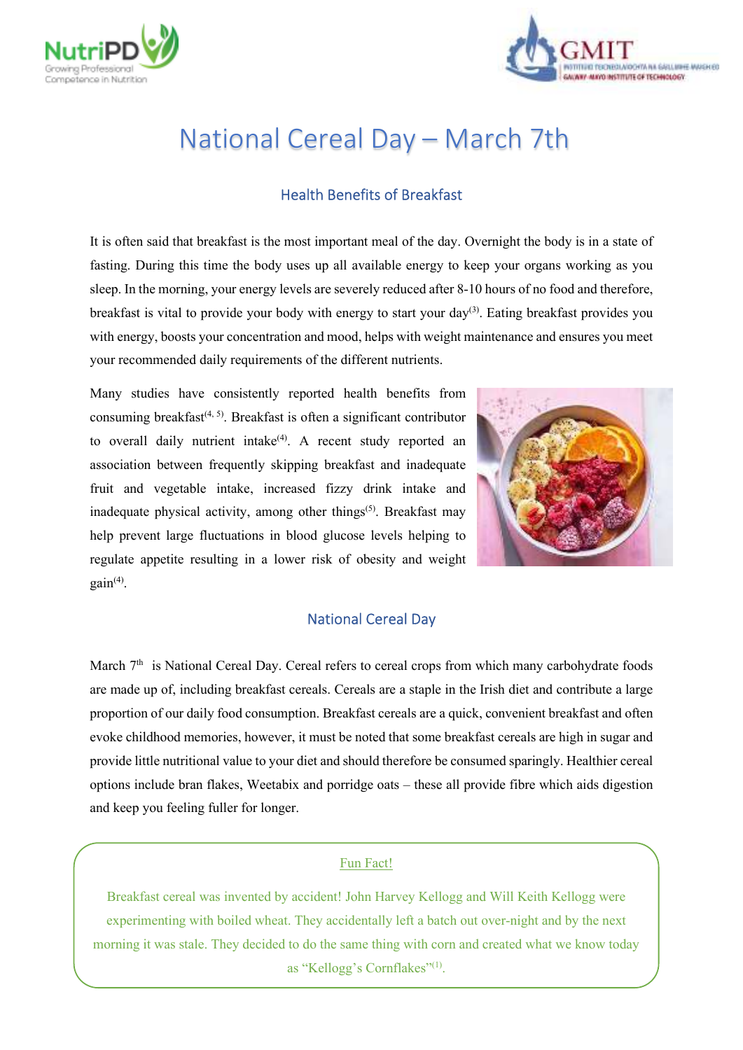# National Cereal Day – March 7th

## Health Benefits of Breakfast

It is often said that breakfast is the most important meal of the day. Overnight the body is in a state of fasting. During this time the body uses up all available energy to keep your organs working as you sleep. In the morning, your energy levels are severely reduced after 8-10 hours of no food and therefore, breakfast is vital to provide your body with energy to start your day[3]. Eating breakfast provides you with energy, boosts your concentration and mood, helps with weight maintenance and ensures you meet your recommended daily requirements of the different nutrients.

Many studies have consistently reported health benefits from consuming breakfast[4, 5]. Breakfast is often a significant contributor to overall daily nutrient intake[4]. A recent study reported an association between frequently skipping breakfast and inadequate fruit and vegetable intake, increased fizzy drink intake and inadequate physical activity, among other things[5]. Breakfast may help prevent large fluctuations in blood glucose levels helping to regulate appetite resulting in a lower risk of obesity and weight gain[4].

## National Cereal Day

March 7th is National Cereal Day. Cereal refers to cereal crops from which many carbohydrate foods are made up of, including breakfast cereals. Cereals are a staple in the Irish diet and contribute a large proportion of our daily food consumption. Breakfast cereals are a quick, convenient breakfast and often evoke childhood memories, however, it must be noted that some breakfast cereals are high in sugar and provide little nutritional value to your diet and should therefore be consumed sparingly. Healthier cereal options include bran flakes, Weetabix and porridge oats – these all provide fibre which aids digestion and keep you feeling fuller for longer.

**Fun Fact!**

Breakfast cereal was invented by accident! John Harvey Kellogg and Will Keith Kellogg were experimenting with boiled wheat. They accidentally left a batch out over-night and by the next morning it was stale. They decided to do the same thing with corn and created what we know today as "Kellogg's Cornflakes"[1].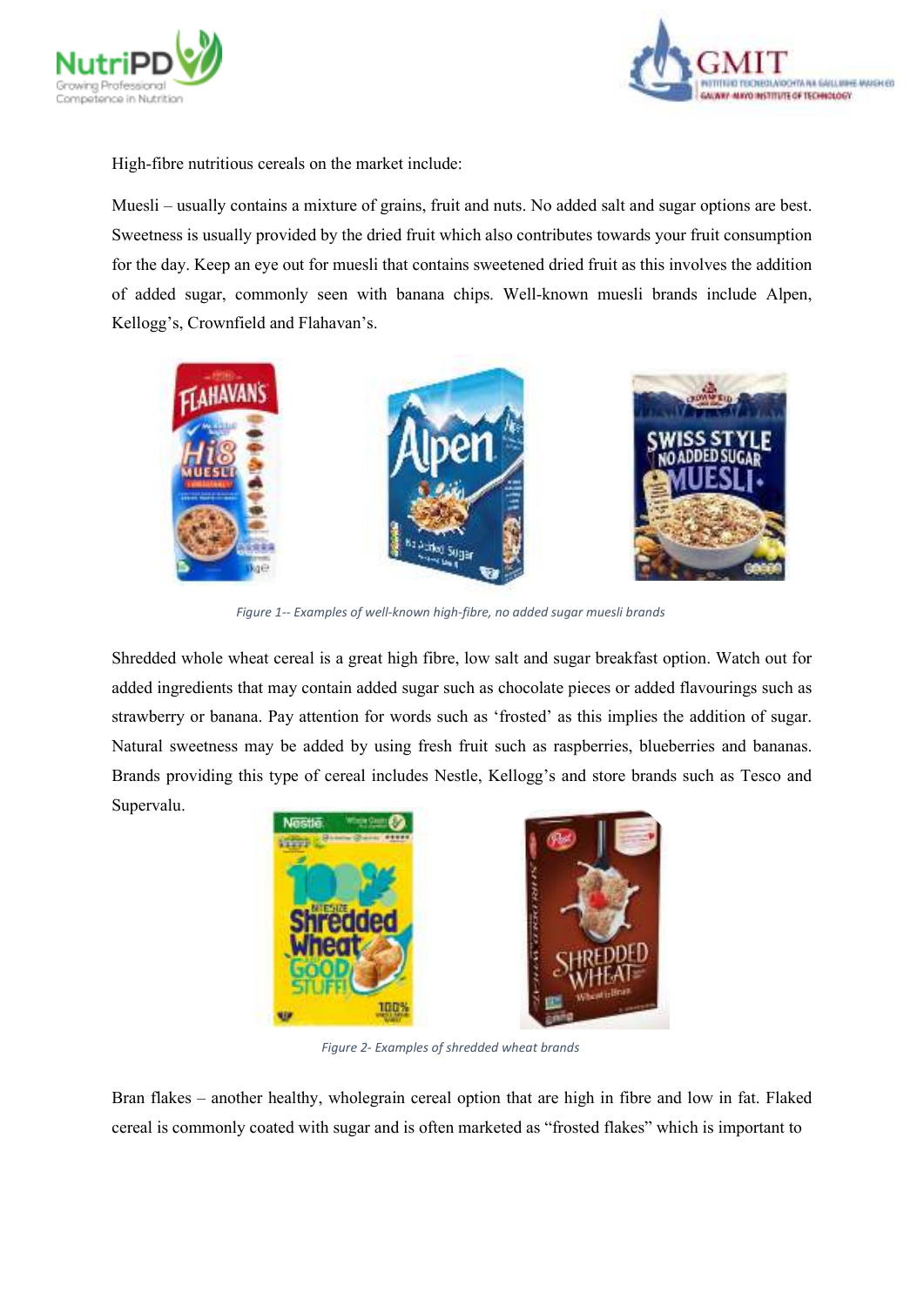High-fibre nutritious cereals on the market include:

Muesli – usually contains a mixture of grains, fruit and nuts. No added salt and sugar options are best. Sweetness is usually provided by the dried fruit which also contributes towards your fruit consumption for the day. Keep an eye out for muesli that contains sweetened dried fruit as this involves the addition of added sugar, commonly seen with banana chips. Well-known muesli brands include Alpen, Kellogg's, Crownfield and Flahavan's.

*Figure 1-- Examples of well-known high-fibre, no added sugar muesli brands*

Shredded whole wheat cereal is a great high fibre, low salt and sugar breakfast option. Watch out for added ingredients that may contain added sugar such as chocolate pieces or added flavourings such as strawberry or banana. Pay attention for words such as 'frosted' as this implies the addition of sugar. Natural sweetness may be added by using fresh fruit such as raspberries, blueberries and bananas. Brands providing this type of cereal includes Nestle, Kellogg's and store brands such as Tesco and Supervalu.

*Figure 2- Examples of shredded wheat brands*

Bran flakes – another healthy, wholegrain cereal option that are high in fibre and low in fat. Flaked cereal is commonly coated with sugar and is often marketed as "frosted flakes" which is important to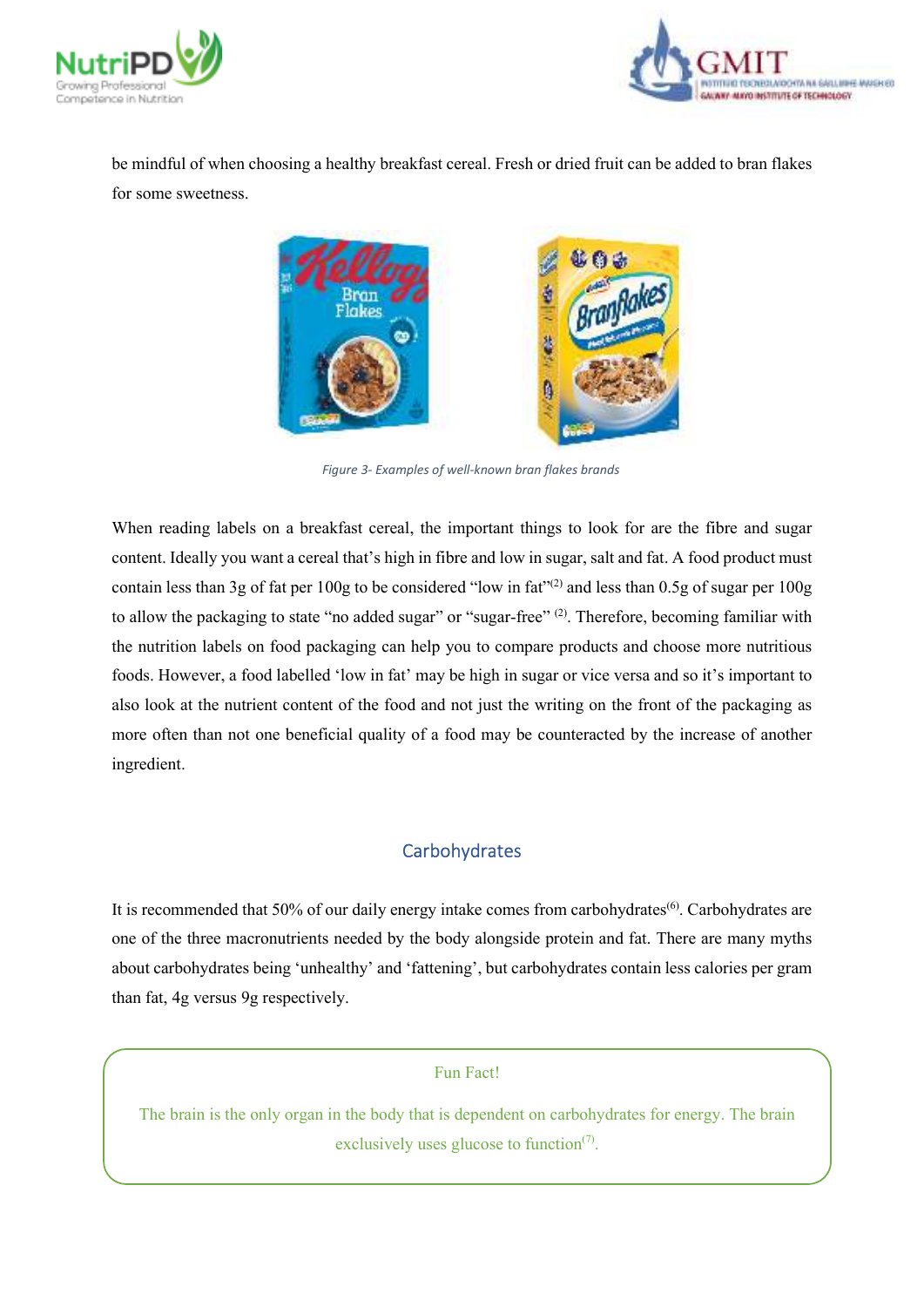be mindful of when choosing a healthy breakfast cereal. Fresh or dried fruit can be added to bran flakes for some sweetness.

*Figure 3- Examples of well-known bran flakes brands*

When reading labels on a breakfast cereal, the important things to look for are the fibre and sugar content. Ideally you want a cereal that's high in fibre and low in sugar, salt and fat. A food product must contain less than 3g of fat per 100g to be considered "low in fat"[2] and less than 0.5g of sugar per 100g to allow the packaging to state "no added sugar" or "sugar-free" [2]. Therefore, becoming familiar with the nutrition labels on food packaging can help you to compare products and choose more nutritious foods. However, a food labelled 'low in fat' may be high in sugar or vice versa and so it's important to also look at the nutrient content of the food and not just the writing on the front of the packaging as more often than not one beneficial quality of a food may be counteracted by the increase of another ingredient.

## Carbohydrates

It is recommended that 50% of our daily energy intake comes from carbohydrates[6]. Carbohydrates are one of the three macronutrients needed by the body alongside protein and fat. There are many myths about carbohydrates being 'unhealthy' and 'fattening', but carbohydrates contain less calories per gram than fat, 4g versus 9g respectively.

> Fun Fact!
>
> The brain is the only organ in the body that is dependent on carbohydrates for energy. The brain exclusively uses glucose to function[7].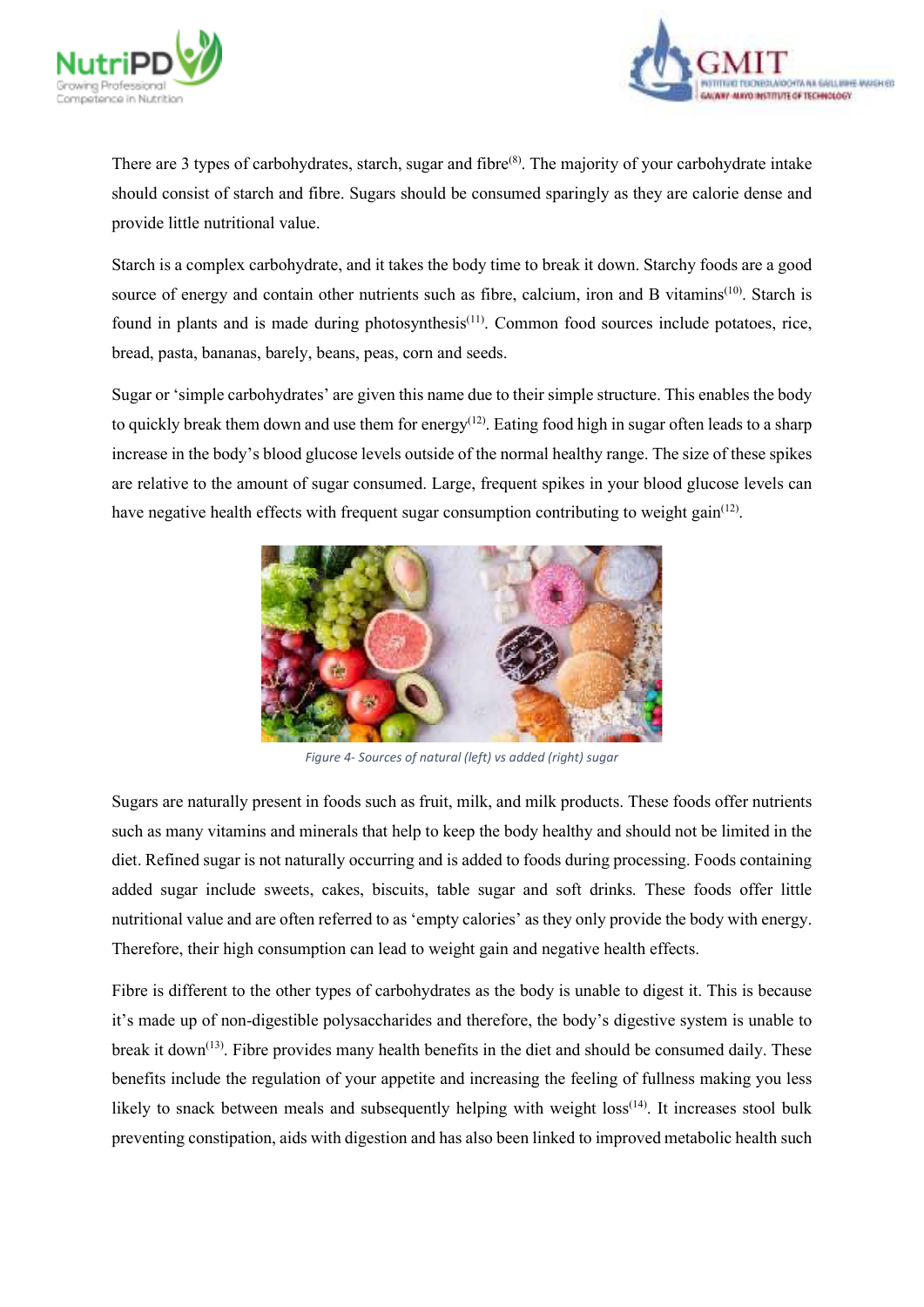There are 3 types of carbohydrates, starch, sugar and fibre[8]. The majority of your carbohydrate intake should consist of starch and fibre. Sugars should be consumed sparingly as they are calorie dense and provide little nutritional value.

Starch is a complex carbohydrate, and it takes the body time to break it down. Starchy foods are a good source of energy and contain other nutrients such as fibre, calcium, iron and B vitamins[10]. Starch is found in plants and is made during photosynthesis[11]. Common food sources include potatoes, rice, bread, pasta, bananas, barely, beans, peas, corn and seeds.

Sugar or 'simple carbohydrates' are given this name due to their simple structure. This enables the body to quickly break them down and use them for energy[12]. Eating food high in sugar often leads to a sharp increase in the body's blood glucose levels outside of the normal healthy range. The size of these spikes are relative to the amount of sugar consumed. Large, frequent spikes in your blood glucose levels can have negative health effects with frequent sugar consumption contributing to weight gain[12].

*Figure 4- Sources of natural (left) vs added (right) sugar*

Sugars are naturally present in foods such as fruit, milk, and milk products. These foods offer nutrients such as many vitamins and minerals that help to keep the body healthy and should not be limited in the diet. Refined sugar is not naturally occurring and is added to foods during processing. Foods containing added sugar include sweets, cakes, biscuits, table sugar and soft drinks. These foods offer little nutritional value and are often referred to as 'empty calories' as they only provide the body with energy. Therefore, their high consumption can lead to weight gain and negative health effects.

Fibre is different to the other types of carbohydrates as the body is unable to digest it. This is because it's made up of non-digestible polysaccharides and therefore, the body's digestive system is unable to break it down[13]. Fibre provides many health benefits in the diet and should be consumed daily. These benefits include the regulation of your appetite and increasing the feeling of fullness making you less likely to snack between meals and subsequently helping with weight loss[14]. It increases stool bulk preventing constipation, aids with digestion and has also been linked to improved metabolic health such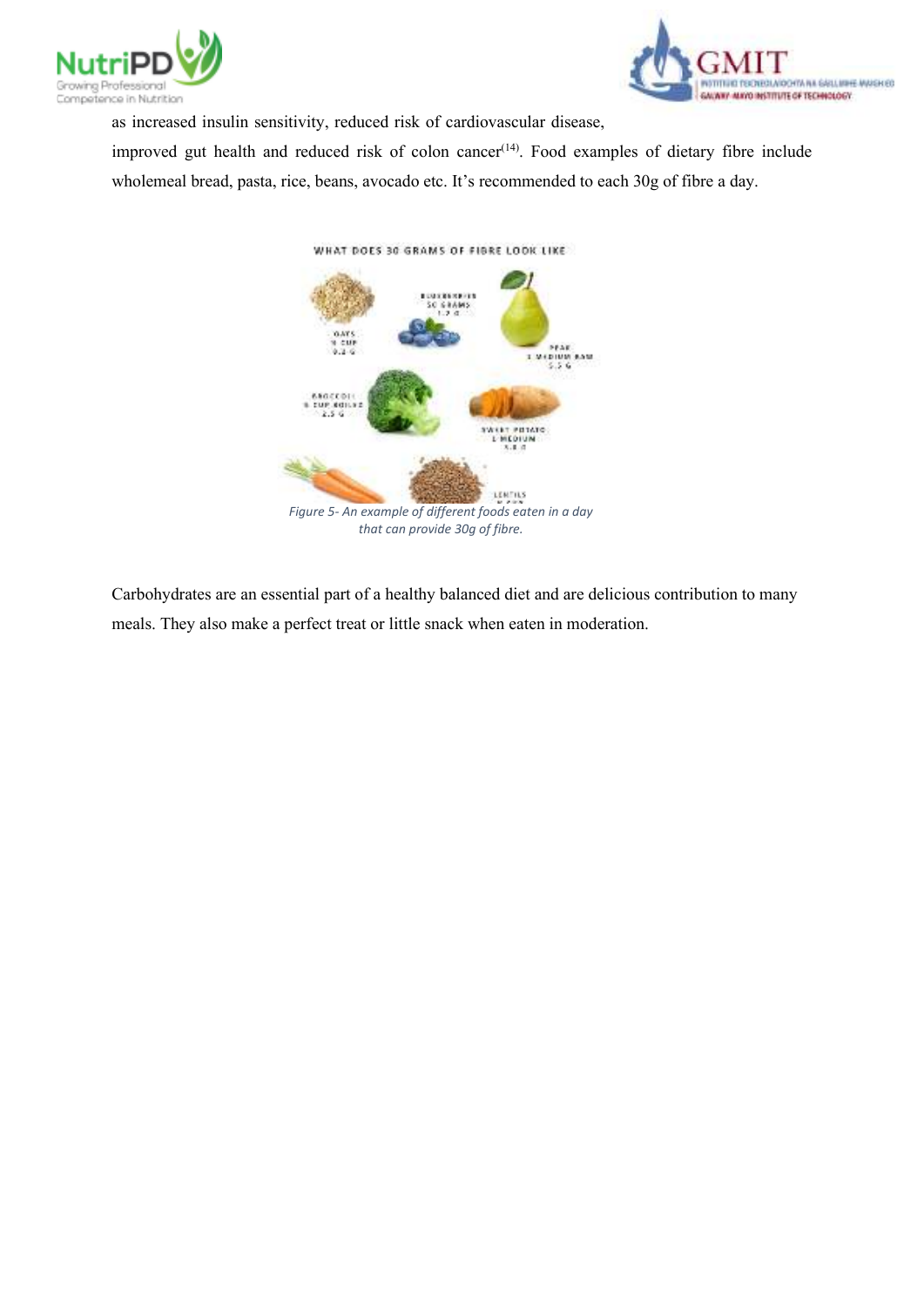as increased insulin sensitivity, reduced risk of cardiovascular disease, improved gut health and reduced risk of colon cancer[14]. Food examples of dietary fibre include wholemeal bread, pasta, rice, beans, avocado etc. It's recommended to each 30g of fibre a day.

*Figure 5- An example of different foods eaten in a day that can provide 30g of fibre.*

Carbohydrates are an essential part of a healthy balanced diet and are delicious contribution to many meals. They also make a perfect treat or little snack when eaten in moderation.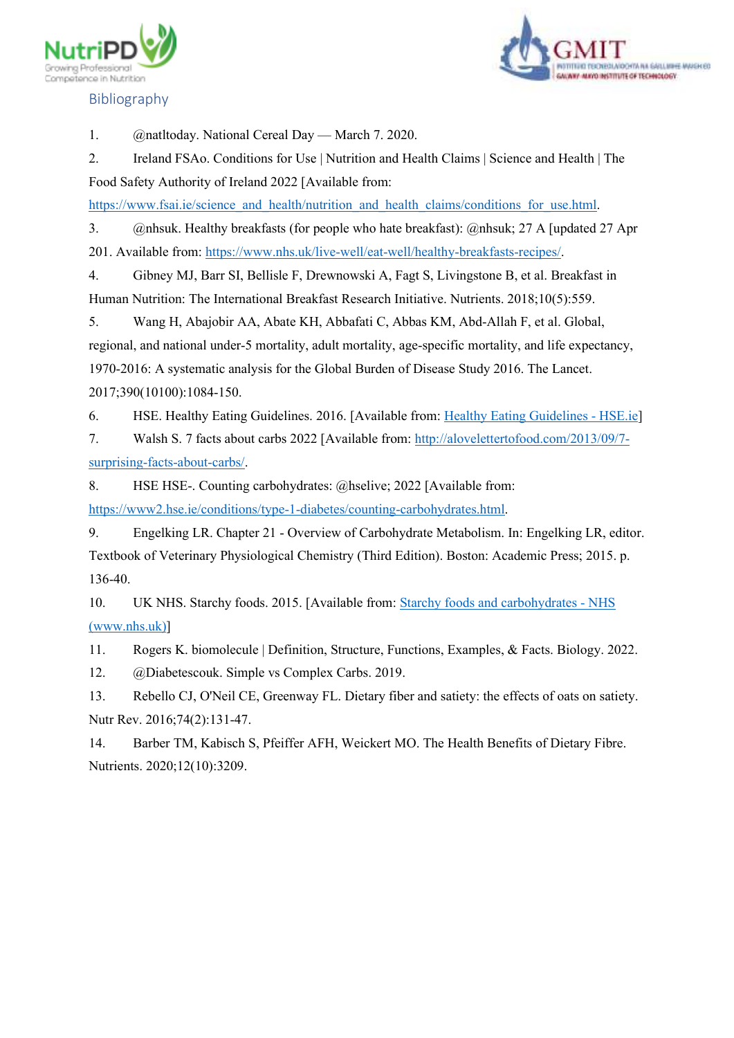## Bibliography

1. @natltoday. National Cereal Day — March 7. 2020.
2. Ireland FSAo. Conditions for Use | Nutrition and Health Claims | Science and Health | The Food Safety Authority of Ireland 2022 [Available from: https://www.fsai.ie/science_and_health/nutrition_and_health_claims/conditions_for_use.html.
3. @nhsuk. Healthy breakfasts (for people who hate breakfast): @nhsuk; 27 A [updated 27 Apr 201. Available from: https://www.nhs.uk/live-well/eat-well/healthy-breakfasts-recipes/.
4. Gibney MJ, Barr SI, Bellisle F, Drewnowski A, Fagt S, Livingstone B, et al. Breakfast in Human Nutrition: The International Breakfast Research Initiative. Nutrients. 2018;10(5):559.
5. Wang H, Abajobir AA, Abate KH, Abbafati C, Abbas KM, Abd-Allah F, et al. Global, regional, and national under-5 mortality, adult mortality, age-specific mortality, and life expectancy, 1970-2016: A systematic analysis for the Global Burden of Disease Study 2016. The Lancet. 2017;390(10100):1084-150.
6. HSE. Healthy Eating Guidelines. 2016. [Available from: Healthy Eating Guidelines - HSE.ie]
7. Walsh S. 7 facts about carbs 2022 [Available from: http://alovelettertofood.com/2013/09/7-surprising-facts-about-carbs/.
8. HSE HSE-. Counting carbohydrates: @hselive; 2022 [Available from: https://www2.hse.ie/conditions/type-1-diabetes/counting-carbohydrates.html.
9. Engelking LR. Chapter 21 - Overview of Carbohydrate Metabolism. In: Engelking LR, editor. Textbook of Veterinary Physiological Chemistry (Third Edition). Boston: Academic Press; 2015. p. 136-40.
10. UK NHS. Starchy foods. 2015. [Available from: Starchy foods and carbohydrates - NHS (www.nhs.uk)]
11. Rogers K. biomolecule | Definition, Structure, Functions, Examples, & Facts. Biology. 2022.
12. @Diabetescouk. Simple vs Complex Carbs. 2019.
13. Rebello CJ, O'Neil CE, Greenway FL. Dietary fiber and satiety: the effects of oats on satiety. Nutr Rev. 2016;74(2):131-47.
14. Barber TM, Kabisch S, Pfeiffer AFH, Weickert MO. The Health Benefits of Dietary Fibre. Nutrients. 2020;12(10):3209.